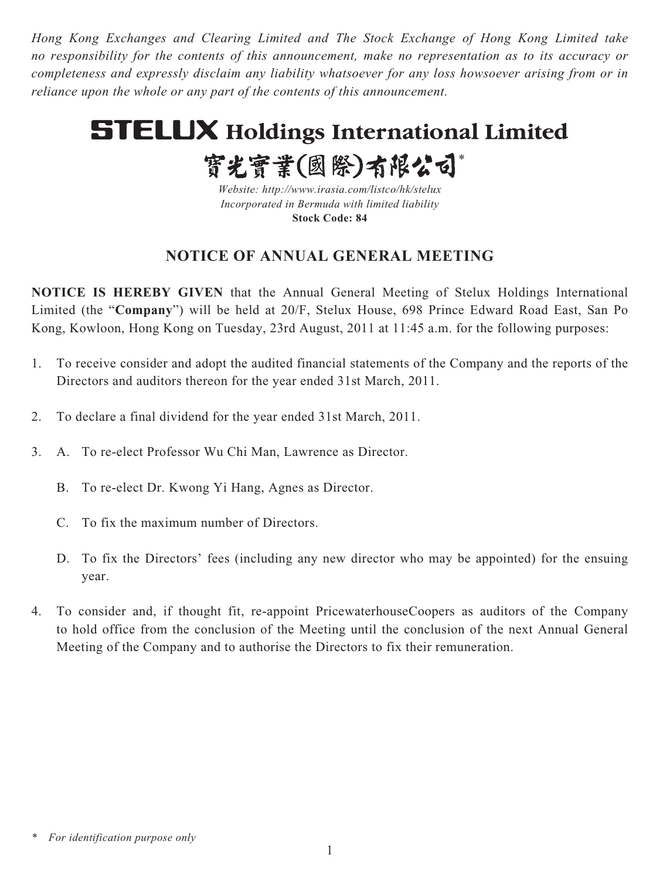*Hong Kong Exchanges and Clearing Limited and The Stock Exchange of Hong Kong Limited take no responsibility for the contents of this announcement, make no representation as to its accuracy or completeness and expressly disclaim any liability whatsoever for any loss howsoever arising from or in reliance upon the whole or any part of the contents of this announcement.*

# STELUX Holdings International Limited

# 寶光實業(國際)有限公司*

*Website: http://www.irasia.com/listco/hk/stelux*
*Incorporated in Bermuda with limited liability*
**Stock Code: 84**

## NOTICE OF ANNUAL GENERAL MEETING

**NOTICE IS HEREBY GIVEN** that the Annual General Meeting of Stelux Holdings International Limited (the "**Company**") will be held at 20/F, Stelux House, 698 Prince Edward Road East, San Po Kong, Kowloon, Hong Kong on Tuesday, 23rd August, 2011 at 11:45 a.m. for the following purposes:

1. To receive consider and adopt the audited financial statements of the Company and the reports of the Directors and auditors thereon for the year ended 31st March, 2011.

2. To declare a final dividend for the year ended 31st March, 2011.

3. A. To re-elect Professor Wu Chi Man, Lawrence as Director.

   B. To re-elect Dr. Kwong Yi Hang, Agnes as Director.

   C. To fix the maximum number of Directors.

   D. To fix the Directors' fees (including any new director who may be appointed) for the ensuing year.

4. To consider and, if thought fit, re-appoint PricewaterhouseCoopers as auditors of the Company to hold office from the conclusion of the Meeting until the conclusion of the next Annual General Meeting of the Company and to authorise the Directors to fix their remuneration.

\* *For identification purpose only*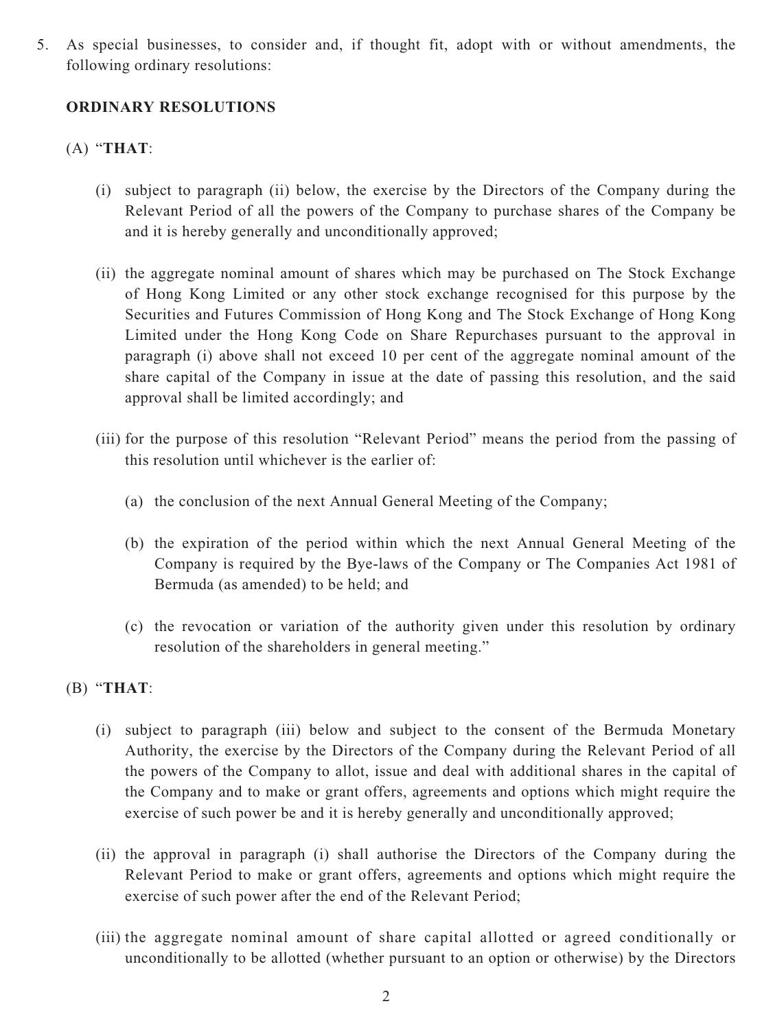5. As special businesses, to consider and, if thought fit, adopt with or without amendments, the following ordinary resolutions:

**ORDINARY RESOLUTIONS**

(A) "**THAT**:

(i) subject to paragraph (ii) below, the exercise by the Directors of the Company during the Relevant Period of all the powers of the Company to purchase shares of the Company be and it is hereby generally and unconditionally approved;

(ii) the aggregate nominal amount of shares which may be purchased on The Stock Exchange of Hong Kong Limited or any other stock exchange recognised for this purpose by the Securities and Futures Commission of Hong Kong and The Stock Exchange of Hong Kong Limited under the Hong Kong Code on Share Repurchases pursuant to the approval in paragraph (i) above shall not exceed 10 per cent of the aggregate nominal amount of the share capital of the Company in issue at the date of passing this resolution, and the said approval shall be limited accordingly; and

(iii) for the purpose of this resolution "Relevant Period" means the period from the passing of this resolution until whichever is the earlier of:

(a) the conclusion of the next Annual General Meeting of the Company;

(b) the expiration of the period within which the next Annual General Meeting of the Company is required by the Bye-laws of the Company or The Companies Act 1981 of Bermuda (as amended) to be held; and

(c) the revocation or variation of the authority given under this resolution by ordinary resolution of the shareholders in general meeting."

(B) "**THAT**:

(i) subject to paragraph (iii) below and subject to the consent of the Bermuda Monetary Authority, the exercise by the Directors of the Company during the Relevant Period of all the powers of the Company to allot, issue and deal with additional shares in the capital of the Company and to make or grant offers, agreements and options which might require the exercise of such power be and it is hereby generally and unconditionally approved;

(ii) the approval in paragraph (i) shall authorise the Directors of the Company during the Relevant Period to make or grant offers, agreements and options which might require the exercise of such power after the end of the Relevant Period;

(iii) the aggregate nominal amount of share capital allotted or agreed conditionally or unconditionally to be allotted (whether pursuant to an option or otherwise) by the Directors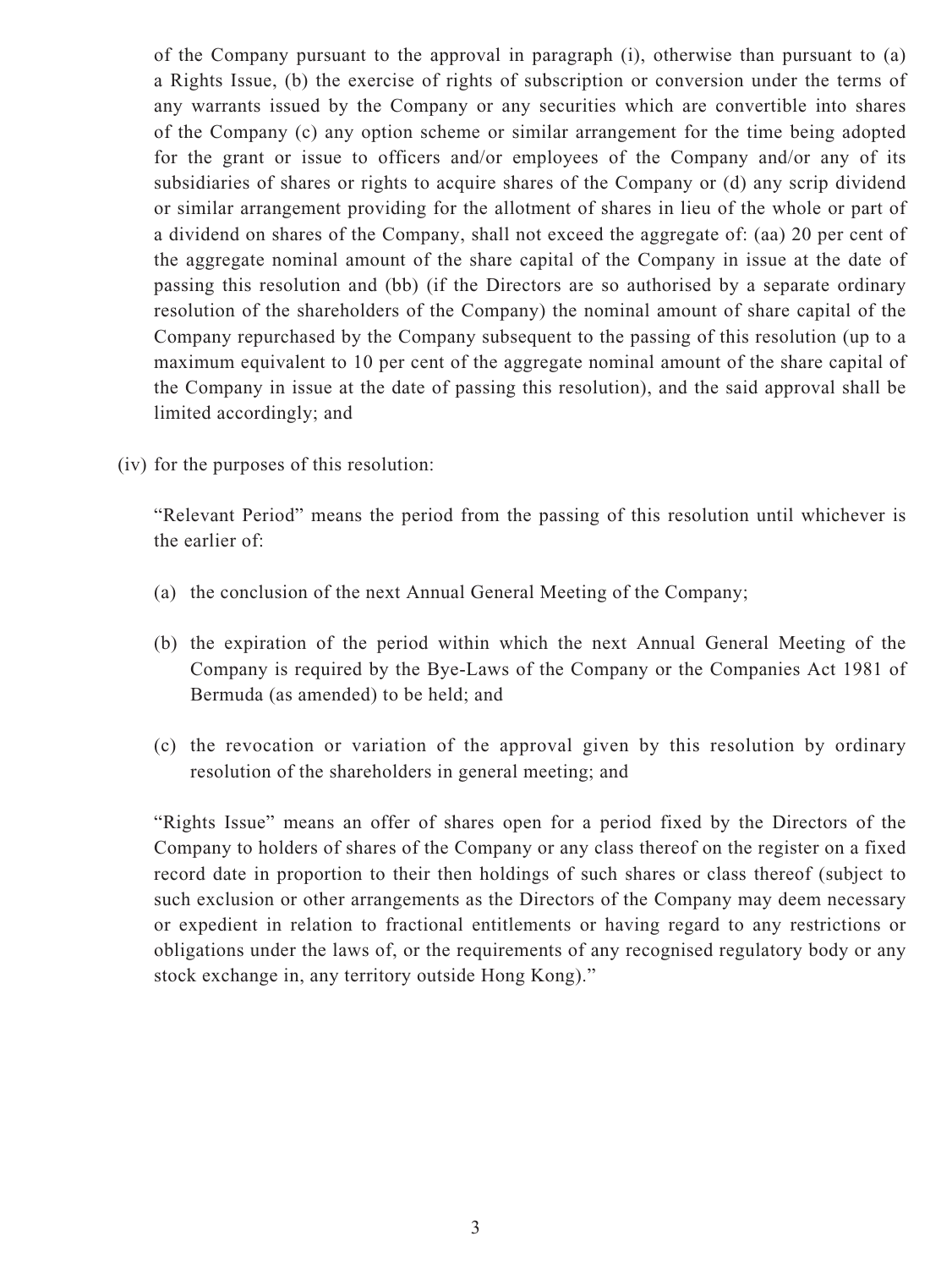of the Company pursuant to the approval in paragraph (i), otherwise than pursuant to (a) a Rights Issue, (b) the exercise of rights of subscription or conversion under the terms of any warrants issued by the Company or any securities which are convertible into shares of the Company (c) any option scheme or similar arrangement for the time being adopted for the grant or issue to officers and/or employees of the Company and/or any of its subsidiaries of shares or rights to acquire shares of the Company or (d) any scrip dividend or similar arrangement providing for the allotment of shares in lieu of the whole or part of a dividend on shares of the Company, shall not exceed the aggregate of: (aa) 20 per cent of the aggregate nominal amount of the share capital of the Company in issue at the date of passing this resolution and (bb) (if the Directors are so authorised by a separate ordinary resolution of the shareholders of the Company) the nominal amount of share capital of the Company repurchased by the Company subsequent to the passing of this resolution (up to a maximum equivalent to 10 per cent of the aggregate nominal amount of the share capital of the Company in issue at the date of passing this resolution), and the said approval shall be limited accordingly; and

(iv) for the purposes of this resolution:

"Relevant Period" means the period from the passing of this resolution until whichever is the earlier of:

(a) the conclusion of the next Annual General Meeting of the Company;

(b) the expiration of the period within which the next Annual General Meeting of the Company is required by the Bye-Laws of the Company or the Companies Act 1981 of Bermuda (as amended) to be held; and

(c) the revocation or variation of the approval given by this resolution by ordinary resolution of the shareholders in general meeting; and

"Rights Issue" means an offer of shares open for a period fixed by the Directors of the Company to holders of shares of the Company or any class thereof on the register on a fixed record date in proportion to their then holdings of such shares or class thereof (subject to such exclusion or other arrangements as the Directors of the Company may deem necessary or expedient in relation to fractional entitlements or having regard to any restrictions or obligations under the laws of, or the requirements of any recognised regulatory body or any stock exchange in, any territory outside Hong Kong)."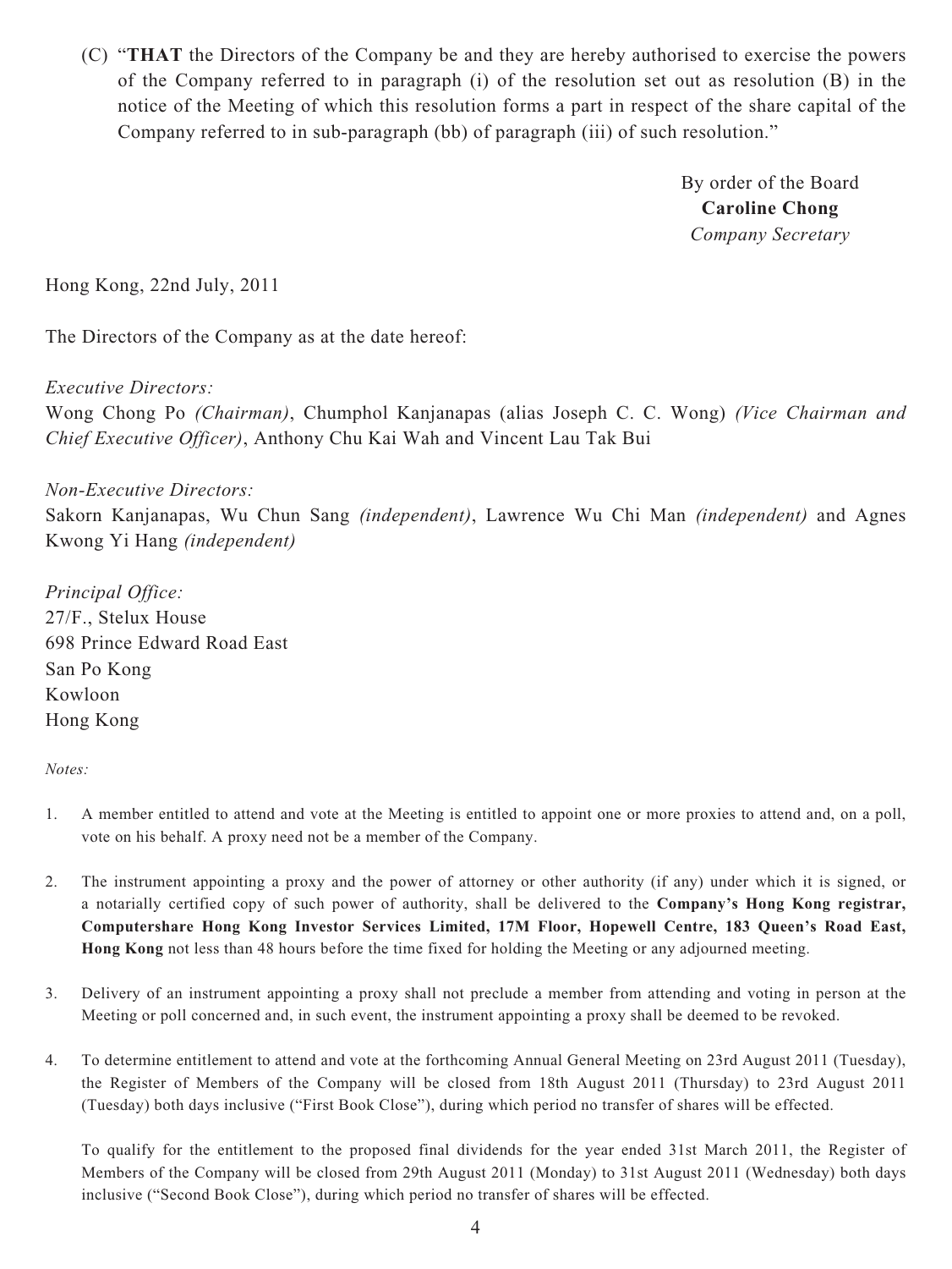(C) "**THAT** the Directors of the Company be and they are hereby authorised to exercise the powers of the Company referred to in paragraph (i) of the resolution set out as resolution (B) in the notice of the Meeting of which this resolution forms a part in respect of the share capital of the Company referred to in sub-paragraph (bb) of paragraph (iii) of such resolution."

By order of the Board
**Caroline Chong**
*Company Secretary*

Hong Kong, 22nd July, 2011

The Directors of the Company as at the date hereof:

*Executive Directors:*
Wong Chong Po *(Chairman)*, Chumphol Kanjanapas (alias Joseph C. C. Wong) *(Vice Chairman and Chief Executive Officer)*, Anthony Chu Kai Wah and Vincent Lau Tak Bui

*Non-Executive Directors:*
Sakorn Kanjanapas, Wu Chun Sang *(independent)*, Lawrence Wu Chi Man *(independent)* and Agnes Kwong Yi Hang *(independent)*

*Principal Office:*
27/F., Stelux House
698 Prince Edward Road East
San Po Kong
Kowloon
Hong Kong

*Notes:*

1. A member entitled to attend and vote at the Meeting is entitled to appoint one or more proxies to attend and, on a poll, vote on his behalf. A proxy need not be a member of the Company.

2. The instrument appointing a proxy and the power of attorney or other authority (if any) under which it is signed, or a notarially certified copy of such power of authority, shall be delivered to the **Company's Hong Kong registrar, Computershare Hong Kong Investor Services Limited, 17M Floor, Hopewell Centre, 183 Queen's Road East, Hong Kong** not less than 48 hours before the time fixed for holding the Meeting or any adjourned meeting.

3. Delivery of an instrument appointing a proxy shall not preclude a member from attending and voting in person at the Meeting or poll concerned and, in such event, the instrument appointing a proxy shall be deemed to be revoked.

4. To determine entitlement to attend and vote at the forthcoming Annual General Meeting on 23rd August 2011 (Tuesday), the Register of Members of the Company will be closed from 18th August 2011 (Thursday) to 23rd August 2011 (Tuesday) both days inclusive ("First Book Close"), during which period no transfer of shares will be effected.

   To qualify for the entitlement to the proposed final dividends for the year ended 31st March 2011, the Register of Members of the Company will be closed from 29th August 2011 (Monday) to 31st August 2011 (Wednesday) both days inclusive ("Second Book Close"), during which period no transfer of shares will be effected.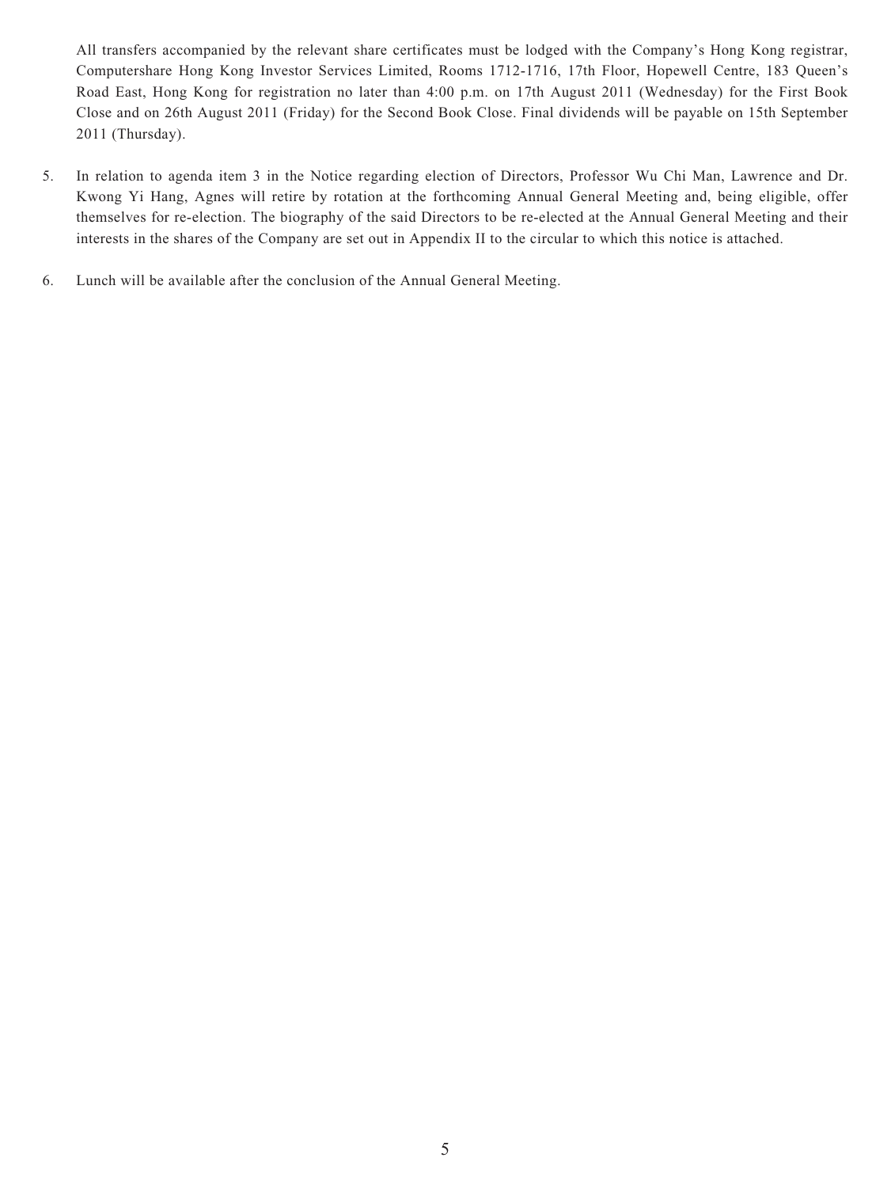All transfers accompanied by the relevant share certificates must be lodged with the Company's Hong Kong registrar, Computershare Hong Kong Investor Services Limited, Rooms 1712-1716, 17th Floor, Hopewell Centre, 183 Queen's Road East, Hong Kong for registration no later than 4:00 p.m. on 17th August 2011 (Wednesday) for the First Book Close and on 26th August 2011 (Friday) for the Second Book Close. Final dividends will be payable on 15th September 2011 (Thursday).

5. In relation to agenda item 3 in the Notice regarding election of Directors, Professor Wu Chi Man, Lawrence and Dr. Kwong Yi Hang, Agnes will retire by rotation at the forthcoming Annual General Meeting and, being eligible, offer themselves for re-election. The biography of the said Directors to be re-elected at the Annual General Meeting and their interests in the shares of the Company are set out in Appendix II to the circular to which this notice is attached.

6. Lunch will be available after the conclusion of the Annual General Meeting.